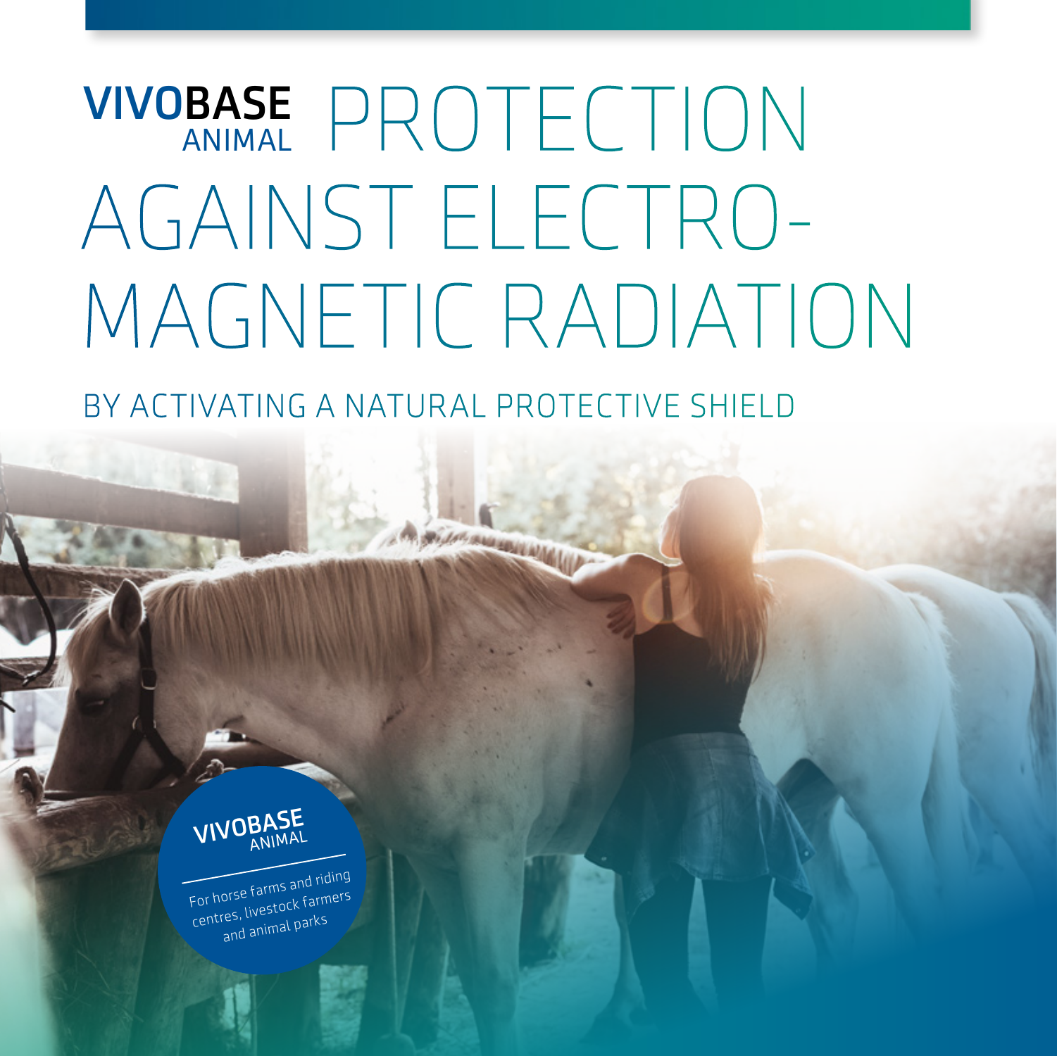# VIVOBASE ANIMAL PROTECTION AGAINST ELECTRO-MAGNETIC RADIATION

## BY ACTIVATING A NATURAL PROTECTIVE SHIELD

**VIVOBASE ANIMAL**

For horse farms and riding centres, livestock farmers and animal parks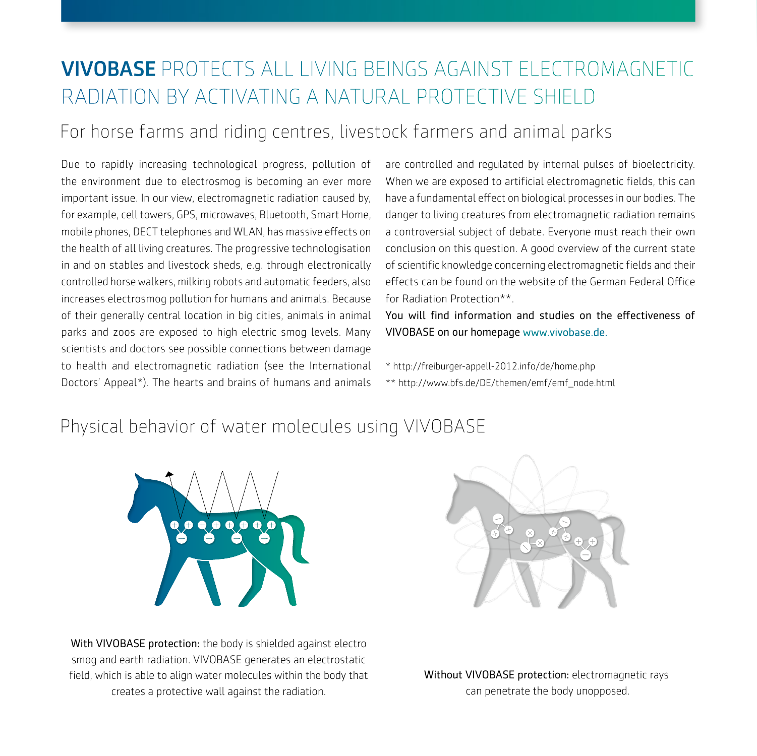# **VIVOBASE** PROTECTS ALL LIVING BEINGS AGAINST ELECTROMAGNETIC RADIATION BY ACTIVATING A NATURAL PROTECTIVE SHIELD

## For horse farms and riding centres, livestock farmers and animal parks

Due to rapidly increasing technological progress, pollution of the environment due to electrosmog is becoming an ever more important issue. In our view, electromagnetic radiation caused by, for example, cell towers, GPS, microwaves, Bluetooth, Smart Home, mobile phones, DECT telephones and WLAN, has massive effects on the health of all living creatures. The progressive technologisation in and on stables and livestock sheds, e.g. through electronically controlled horse walkers, milking robots and automatic feeders, also increases electrosmog pollution for humans and animals. Because of their generally central location in big cities, animals in animal parks and zoos are exposed to high electric smog levels. Many scientists and doctors see possible connections between damage to health and electromagnetic radiation (see the International Doctors' Appeal*). The hearts and brains of humans and animals are controlled and regulated by internal pulses of bioelectricity. When we are exposed to artificial electromagnetic fields, this can have a fundamental effect on biological processes in our bodies. The danger to living creatures from electromagnetic radiation remains a controversial subject of debate. Everyone must reach their own conclusion on this question. A good overview of the current state of scientific knowledge concerning electromagnetic fields and their effects can be found on the website of the German Federal Office for Radiation Protection**.

You will find information and studies on the effectiveness of VIVOBASE on our homepage www.vivobase.de.

* http://freiburger-appell-2012.info/de/home.php

** http://www.bfs.de/DE/themen/emf/emf_node.html

## Physical behavior of water molecules using VIVOBASE

**With VIVOBASE protection:** the body is shielded against electro smog and earth radiation. VIVOBASE generates an electrostatic field, which is able to align water molecules within the body that creates a protective wall against the radiation.

**Without VIVOBASE protection:** electromagnetic rays can penetrate the body unopposed.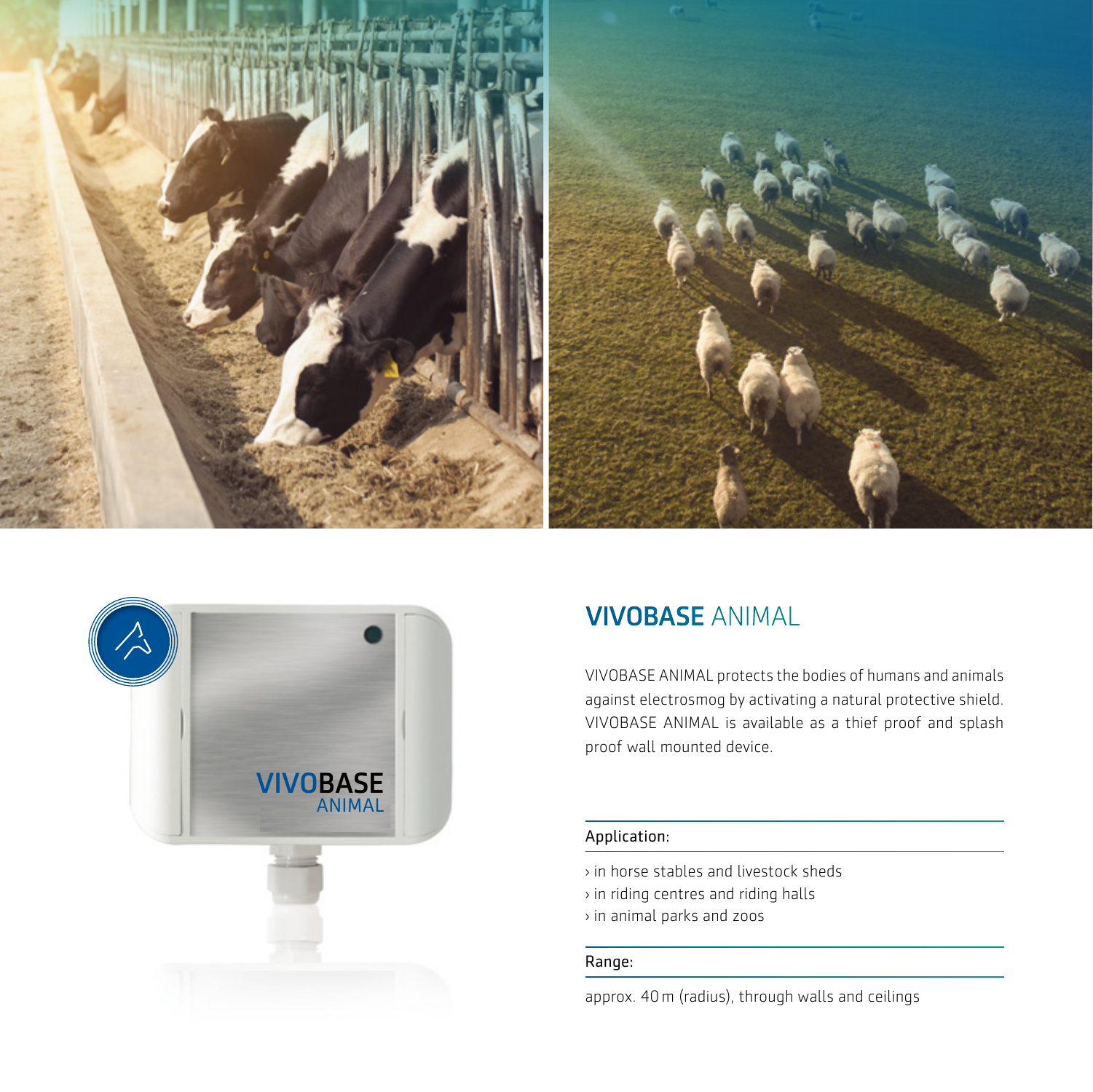## VIVOBASE ANIMAL

VIVOBASE ANIMAL protects the bodies of humans and animals against electrosmog by activating a natural protective shield. VIVOBASE ANIMAL is available as a thief proof and splash proof wall mounted device.

**Application:**

› in horse stables and livestock sheds
› in riding centres and riding halls
› in animal parks and zoos

**Range:**

approx. 40 m (radius), through walls and ceilings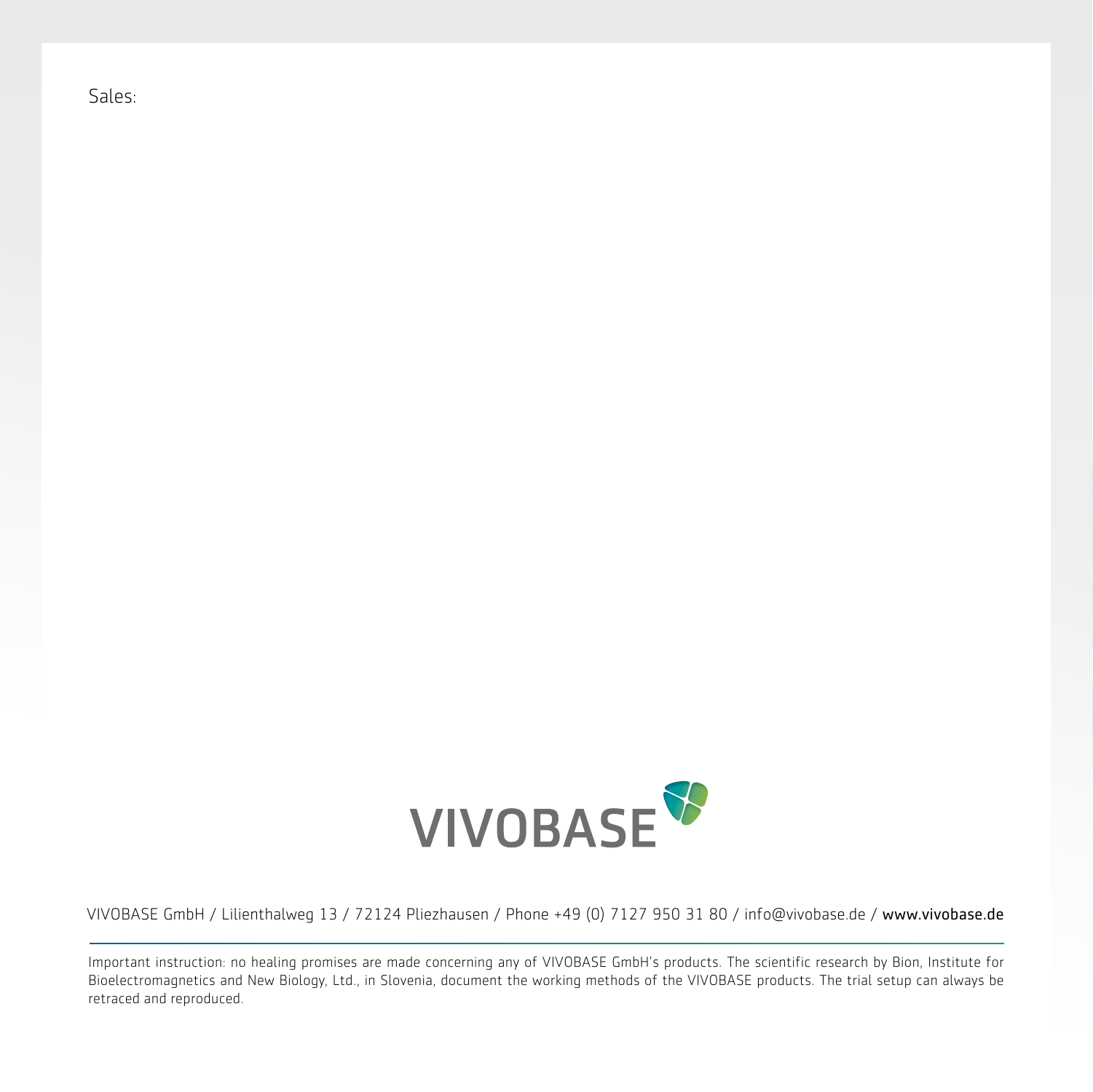Sales:

VIVOBASE

VIVOBASE GmbH / Lilienthalweg 13 / 72124 Pliezhausen / Phone +49 (0) 7127 950 31 80 / info@vivobase.de / www.vivobase.de

Important instruction: no healing promises are made concerning any of VIVOBASE GmbH's products. The scientific research by Bion, Institute for Bioelectromagnetics and New Biology, Ltd., in Slovenia, document the working methods of the VIVOBASE products. The trial setup can always be retraced and reproduced.